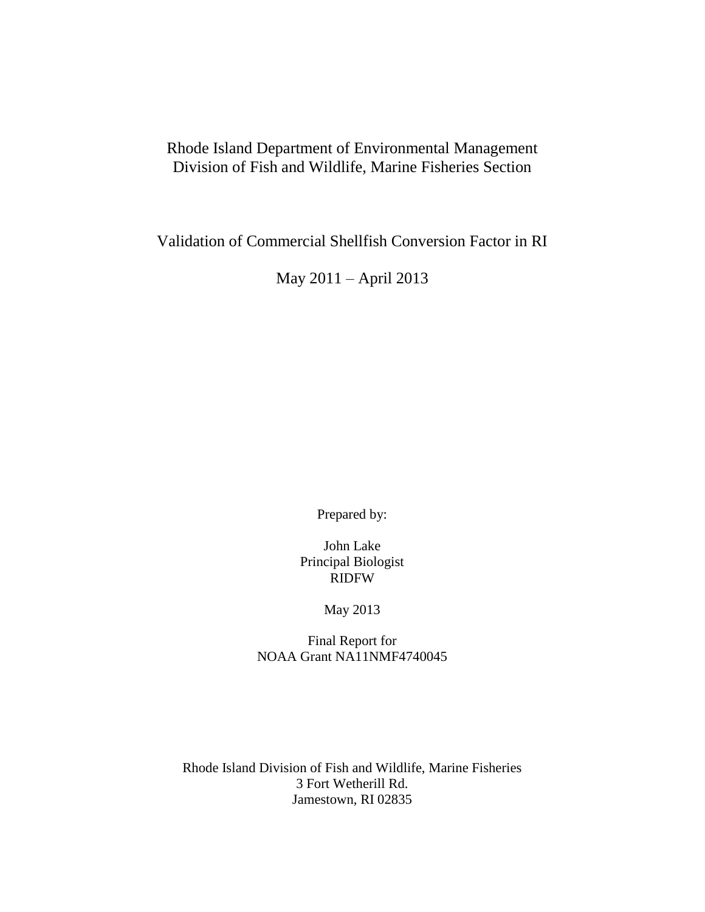Rhode Island Department of Environmental Management
Division of Fish and Wildlife, Marine Fisheries Section

# Validation of Commercial Shellfish Conversion Factor in RI

May 2011 – April 2013

Prepared by:

John Lake
Principal Biologist
RIDFW

May 2013

Final Report for
NOAA Grant NA11NMF4740045

Rhode Island Division of Fish and Wildlife, Marine Fisheries
3 Fort Wetherill Rd.
Jamestown, RI 02835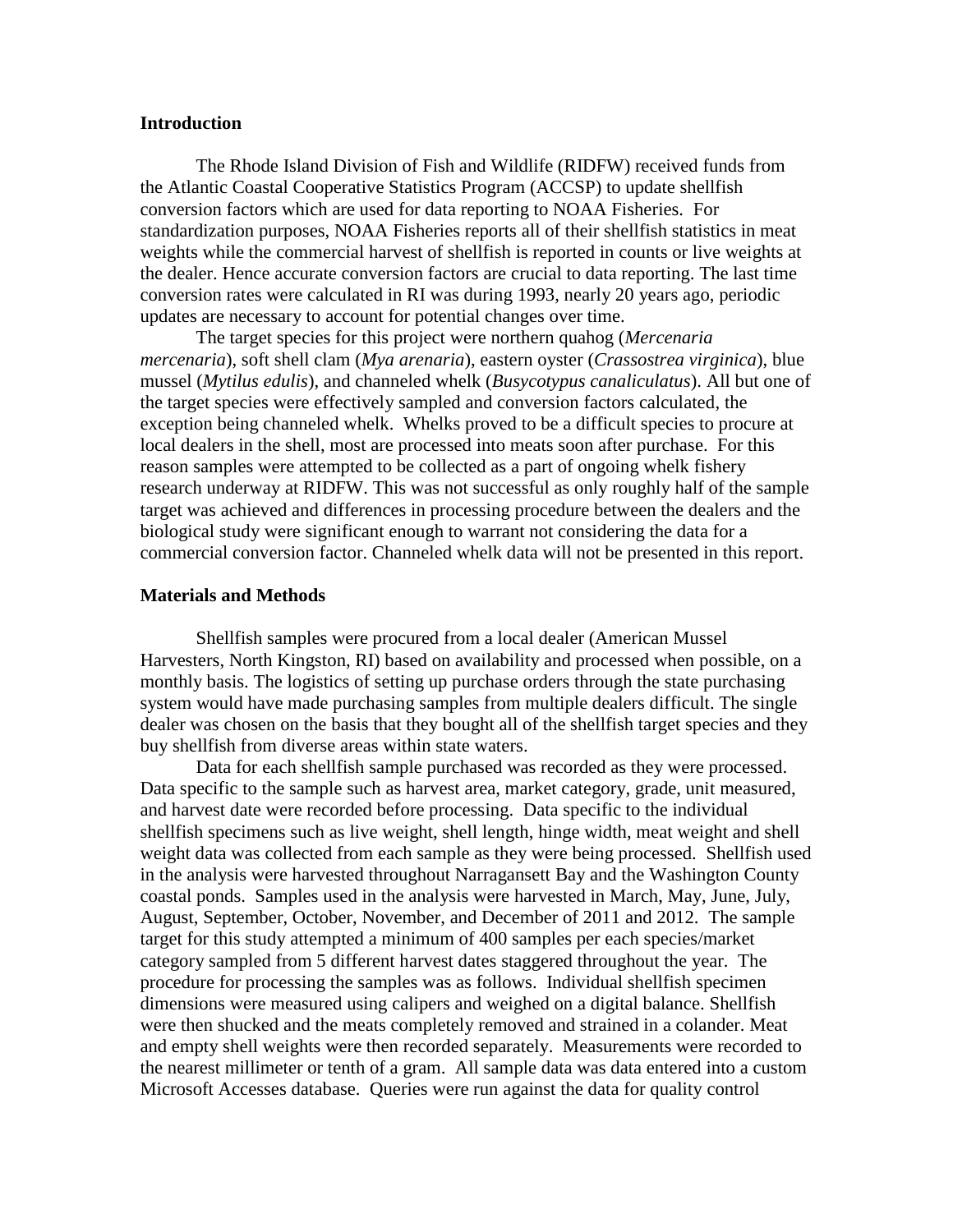**Introduction**

The Rhode Island Division of Fish and Wildlife (RIDFW) received funds from the Atlantic Coastal Cooperative Statistics Program (ACCSP) to update shellfish conversion factors which are used for data reporting to NOAA Fisheries. For standardization purposes, NOAA Fisheries reports all of their shellfish statistics in meat weights while the commercial harvest of shellfish is reported in counts or live weights at the dealer. Hence accurate conversion factors are crucial to data reporting. The last time conversion rates were calculated in RI was during 1993, nearly 20 years ago, periodic updates are necessary to account for potential changes over time.

The target species for this project were northern quahog (*Mercenaria mercenaria*), soft shell clam (*Mya arenaria*), eastern oyster (*Crassostrea virginica*), blue mussel (*Mytilus edulis*), and channeled whelk (*Busycotypus canaliculatus*). All but one of the target species were effectively sampled and conversion factors calculated, the exception being channeled whelk. Whelks proved to be a difficult species to procure at local dealers in the shell, most are processed into meats soon after purchase. For this reason samples were attempted to be collected as a part of ongoing whelk fishery research underway at RIDFW. This was not successful as only roughly half of the sample target was achieved and differences in processing procedure between the dealers and the biological study were significant enough to warrant not considering the data for a commercial conversion factor. Channeled whelk data will not be presented in this report.

**Materials and Methods**

Shellfish samples were procured from a local dealer (American Mussel Harvesters, North Kingston, RI) based on availability and processed when possible, on a monthly basis. The logistics of setting up purchase orders through the state purchasing system would have made purchasing samples from multiple dealers difficult. The single dealer was chosen on the basis that they bought all of the shellfish target species and they buy shellfish from diverse areas within state waters.

Data for each shellfish sample purchased was recorded as they were processed. Data specific to the sample such as harvest area, market category, grade, unit measured, and harvest date were recorded before processing. Data specific to the individual shellfish specimens such as live weight, shell length, hinge width, meat weight and shell weight data was collected from each sample as they were being processed. Shellfish used in the analysis were harvested throughout Narragansett Bay and the Washington County coastal ponds. Samples used in the analysis were harvested in March, May, June, July, August, September, October, November, and December of 2011 and 2012. The sample target for this study attempted a minimum of 400 samples per each species/market category sampled from 5 different harvest dates staggered throughout the year. The procedure for processing the samples was as follows. Individual shellfish specimen dimensions were measured using calipers and weighed on a digital balance. Shellfish were then shucked and the meats completely removed and strained in a colander. Meat and empty shell weights were then recorded separately. Measurements were recorded to the nearest millimeter or tenth of a gram. All sample data was data entered into a custom Microsoft Accesses database. Queries were run against the data for quality control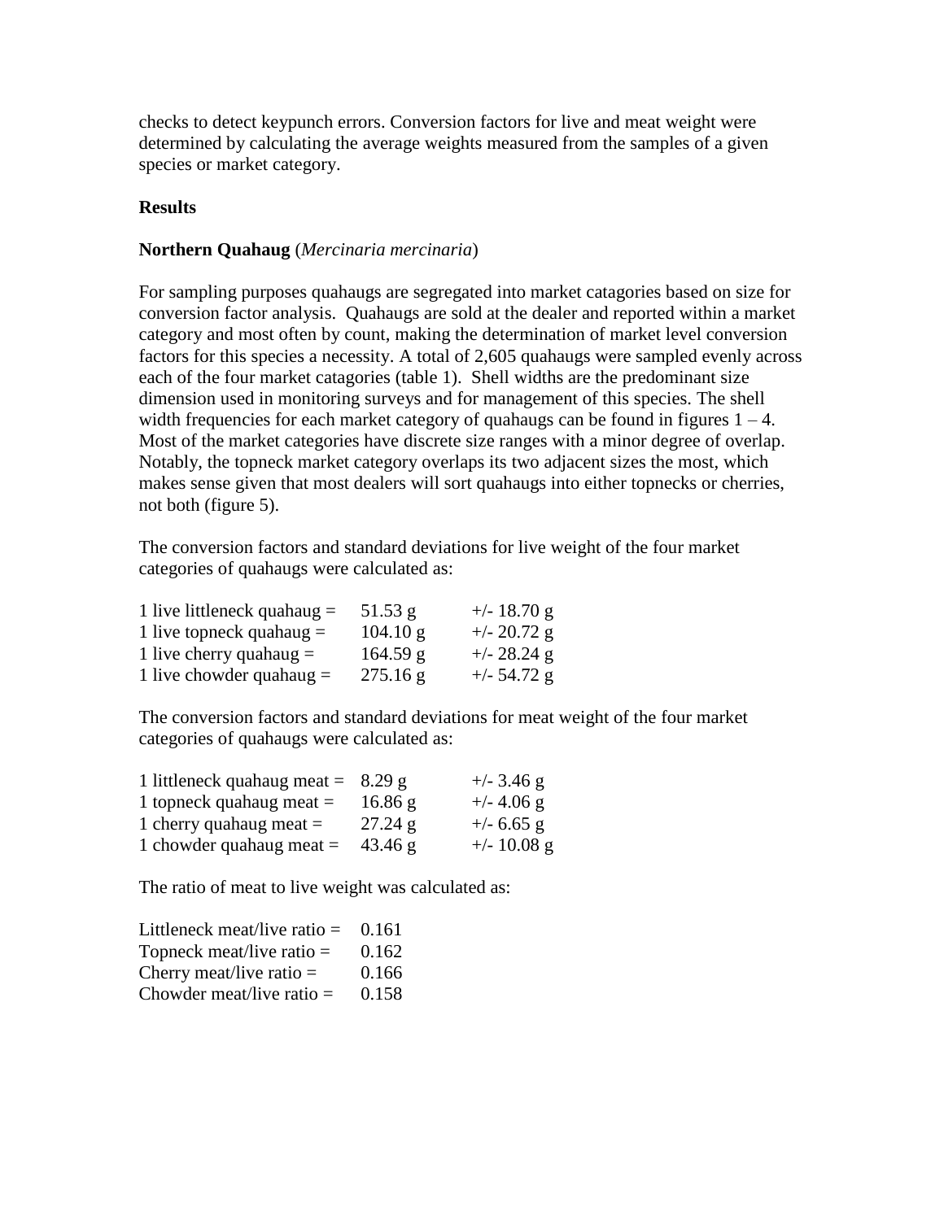checks to detect keypunch errors. Conversion factors for live and meat weight were determined by calculating the average weights measured from the samples of a given species or market category.

## Results

### Northern Quahaug (*Mercinaria mercinaria*)

For sampling purposes quahaugs are segregated into market catagories based on size for conversion factor analysis. Quahaugs are sold at the dealer and reported within a market category and most often by count, making the determination of market level conversion factors for this species a necessity. A total of 2,605 quahaugs were sampled evenly across each of the four market catagories (table 1). Shell widths are the predominant size dimension used in monitoring surveys and for management of this species. The shell width frequencies for each market category of quahaugs can be found in figures 1 – 4. Most of the market categories have discrete size ranges with a minor degree of overlap. Notably, the topneck market category overlaps its two adjacent sizes the most, which makes sense given that most dealers will sort quahaugs into either topnecks or cherries, not both (figure 5).

The conversion factors and standard deviations for live weight of the four market categories of quahaugs were calculated as:

| | | |
|---|---|---|
| 1 live littleneck quahaug = | 51.53 g | +/- 18.70 g |
| 1 live topneck quahaug = | 104.10 g | +/- 20.72 g |
| 1 live cherry quahaug = | 164.59 g | +/- 28.24 g |
| 1 live chowder quahaug = | 275.16 g | +/- 54.72 g |

The conversion factors and standard deviations for meat weight of the four market categories of quahaugs were calculated as:

| | | |
|---|---|---|
| 1 littleneck quahaug meat = | 8.29 g | +/- 3.46 g |
| 1 topneck quahaug meat = | 16.86 g | +/- 4.06 g |
| 1 cherry quahaug meat = | 27.24 g | +/- 6.65 g |
| 1 chowder quahaug meat = | 43.46 g | +/- 10.08 g |

The ratio of meat to live weight was calculated as:

| | |
|---|---|
| Littleneck meat/live ratio = | 0.161 |
| Topneck meat/live ratio = | 0.162 |
| Cherry meat/live ratio = | 0.166 |
| Chowder meat/live ratio = | 0.158 |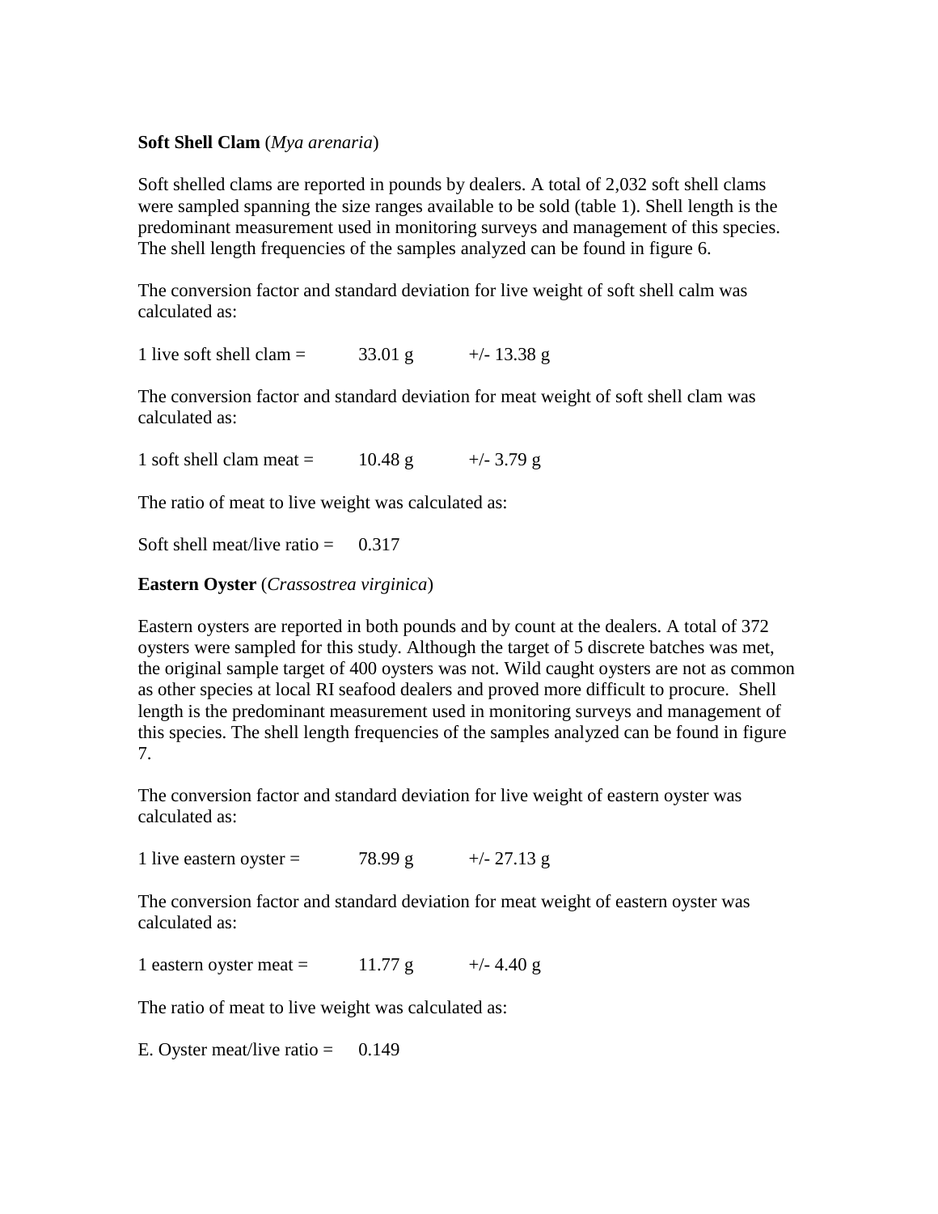**Soft Shell Clam** (*Mya arenaria*)

Soft shelled clams are reported in pounds by dealers. A total of 2,032 soft shell clams were sampled spanning the size ranges available to be sold (table 1). Shell length is the predominant measurement used in monitoring surveys and management of this species. The shell length frequencies of the samples analyzed can be found in figure 6.

The conversion factor and standard deviation for live weight of soft shell calm was calculated as:

1 live soft shell clam = 33.01 g +/- 13.38 g

The conversion factor and standard deviation for meat weight of soft shell clam was calculated as:

1 soft shell clam meat = 10.48 g +/- 3.79 g

The ratio of meat to live weight was calculated as:

Soft shell meat/live ratio = 0.317

**Eastern Oyster** (*Crassostrea virginica*)

Eastern oysters are reported in both pounds and by count at the dealers. A total of 372 oysters were sampled for this study. Although the target of 5 discrete batches was met, the original sample target of 400 oysters was not. Wild caught oysters are not as common as other species at local RI seafood dealers and proved more difficult to procure. Shell length is the predominant measurement used in monitoring surveys and management of this species. The shell length frequencies of the samples analyzed can be found in figure 7.

The conversion factor and standard deviation for live weight of eastern oyster was calculated as:

1 live eastern oyster = 78.99 g +/- 27.13 g

The conversion factor and standard deviation for meat weight of eastern oyster was calculated as:

1 eastern oyster meat = 11.77 g +/- 4.40 g

The ratio of meat to live weight was calculated as:

E. Oyster meat/live ratio = 0.149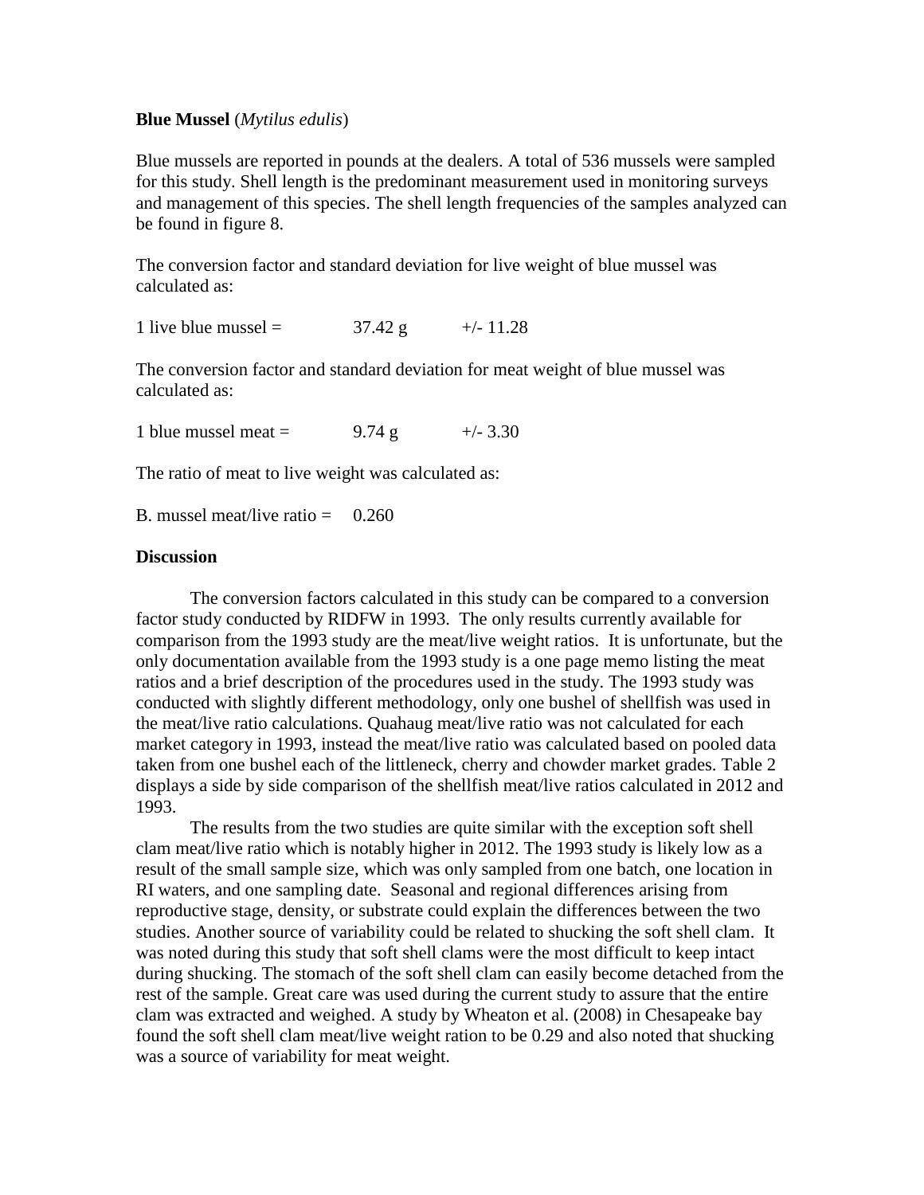**Blue Mussel** (*Mytilus edulis*)

Blue mussels are reported in pounds at the dealers. A total of 536 mussels were sampled for this study. Shell length is the predominant measurement used in monitoring surveys and management of this species. The shell length frequencies of the samples analyzed can be found in figure 8.

The conversion factor and standard deviation for live weight of blue mussel was calculated as:

1 live blue mussel = 37.42 g +/- 11.28

The conversion factor and standard deviation for meat weight of blue mussel was calculated as:

1 blue mussel meat = 9.74 g +/- 3.30

The ratio of meat to live weight was calculated as:

B. mussel meat/live ratio = 0.260

**Discussion**

The conversion factors calculated in this study can be compared to a conversion factor study conducted by RIDFW in 1993. The only results currently available for comparison from the 1993 study are the meat/live weight ratios. It is unfortunate, but the only documentation available from the 1993 study is a one page memo listing the meat ratios and a brief description of the procedures used in the study. The 1993 study was conducted with slightly different methodology, only one bushel of shellfish was used in the meat/live ratio calculations. Quahaug meat/live ratio was not calculated for each market category in 1993, instead the meat/live ratio was calculated based on pooled data taken from one bushel each of the littleneck, cherry and chowder market grades. Table 2 displays a side by side comparison of the shellfish meat/live ratios calculated in 2012 and 1993.

The results from the two studies are quite similar with the exception soft shell clam meat/live ratio which is notably higher in 2012. The 1993 study is likely low as a result of the small sample size, which was only sampled from one batch, one location in RI waters, and one sampling date. Seasonal and regional differences arising from reproductive stage, density, or substrate could explain the differences between the two studies. Another source of variability could be related to shucking the soft shell clam. It was noted during this study that soft shell clams were the most difficult to keep intact during shucking. The stomach of the soft shell clam can easily become detached from the rest of the sample. Great care was used during the current study to assure that the entire clam was extracted and weighed. A study by Wheaton et al. (2008) in Chesapeake bay found the soft shell clam meat/live weight ration to be 0.29 and also noted that shucking was a source of variability for meat weight.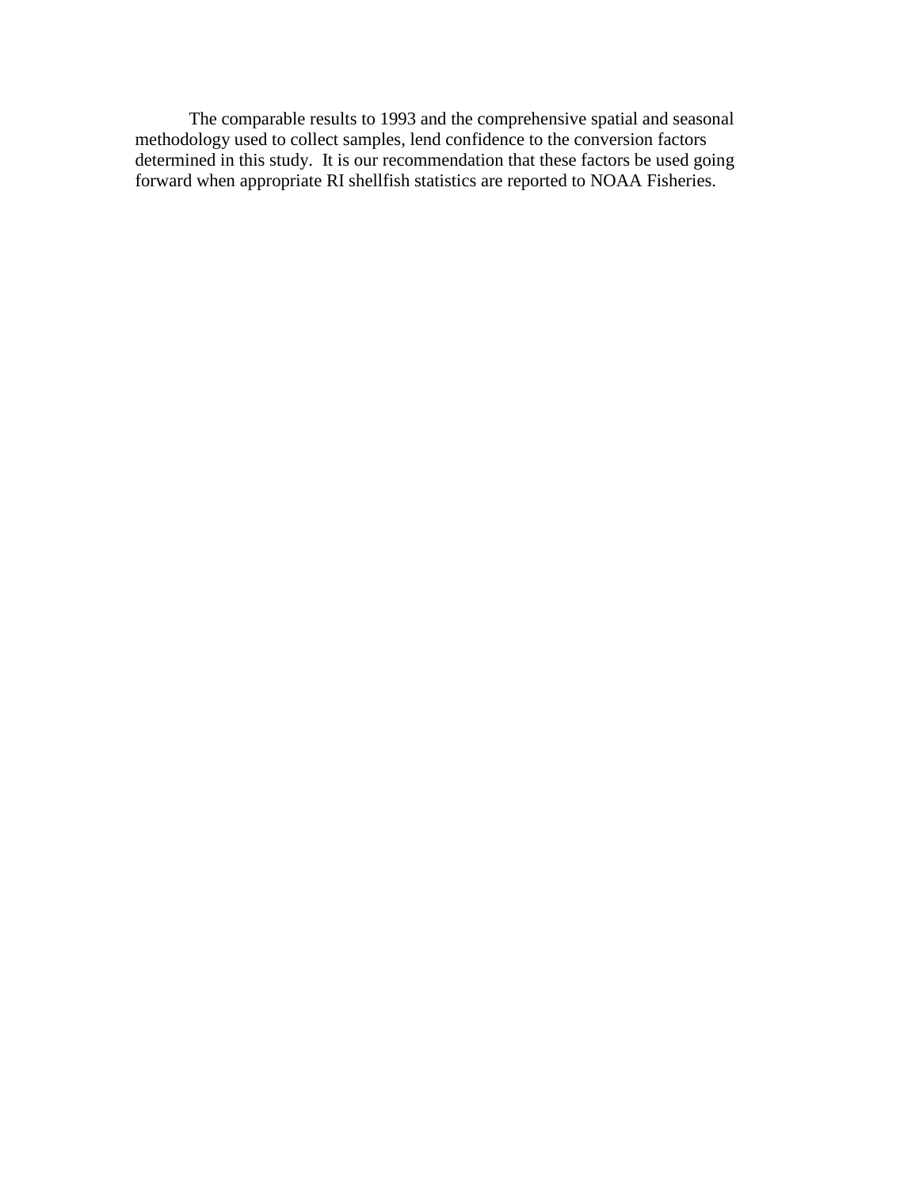The comparable results to 1993 and the comprehensive spatial and seasonal methodology used to collect samples, lend confidence to the conversion factors determined in this study. It is our recommendation that these factors be used going forward when appropriate RI shellfish statistics are reported to NOAA Fisheries.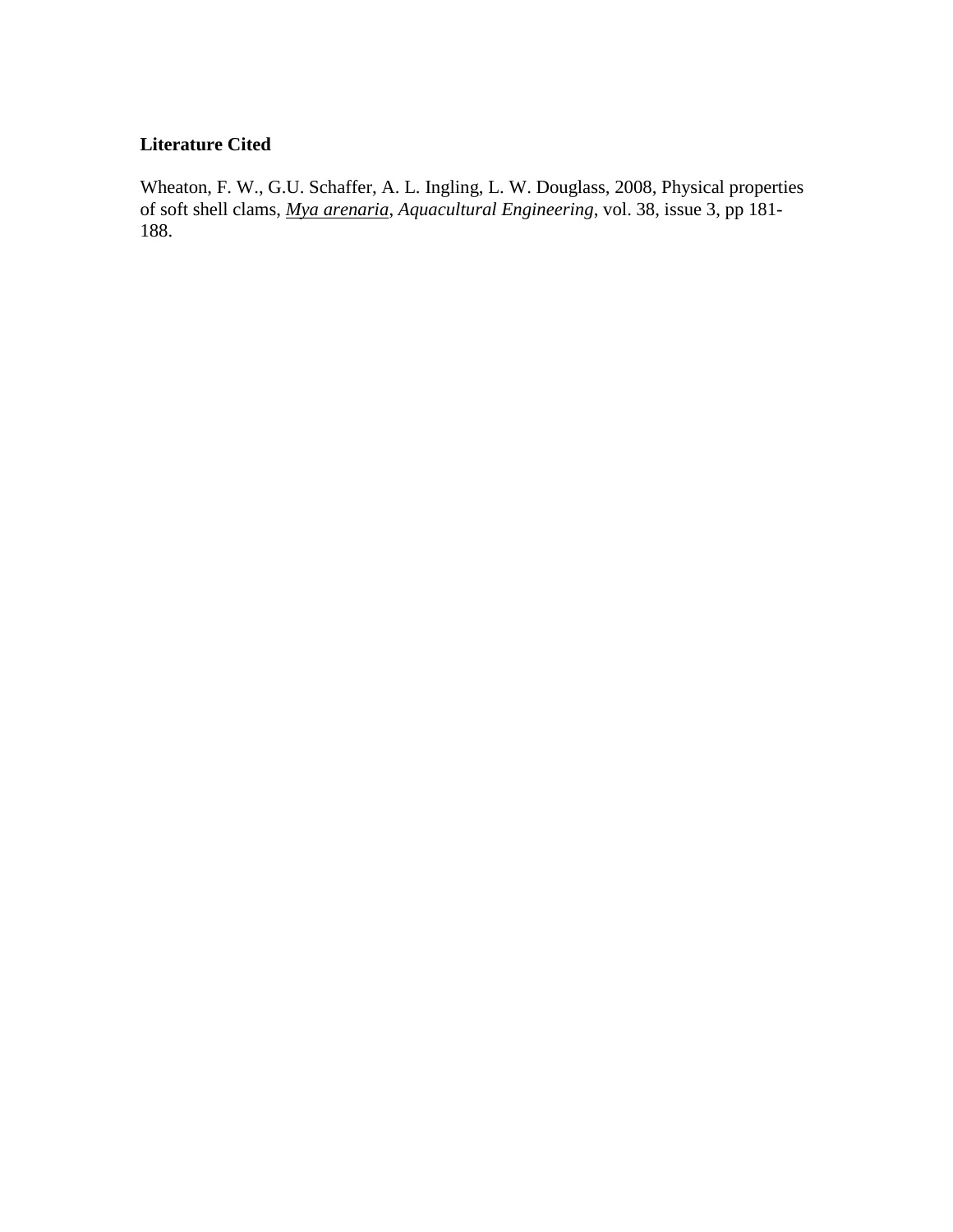**Literature Cited**

Wheaton, F. W., G.U. Schaffer, A. L. Ingling, L. W. Douglass, 2008, Physical properties of soft shell clams, *Mya arenaria*, *Aquacultural Engineering*, vol. 38, issue 3, pp 181-188.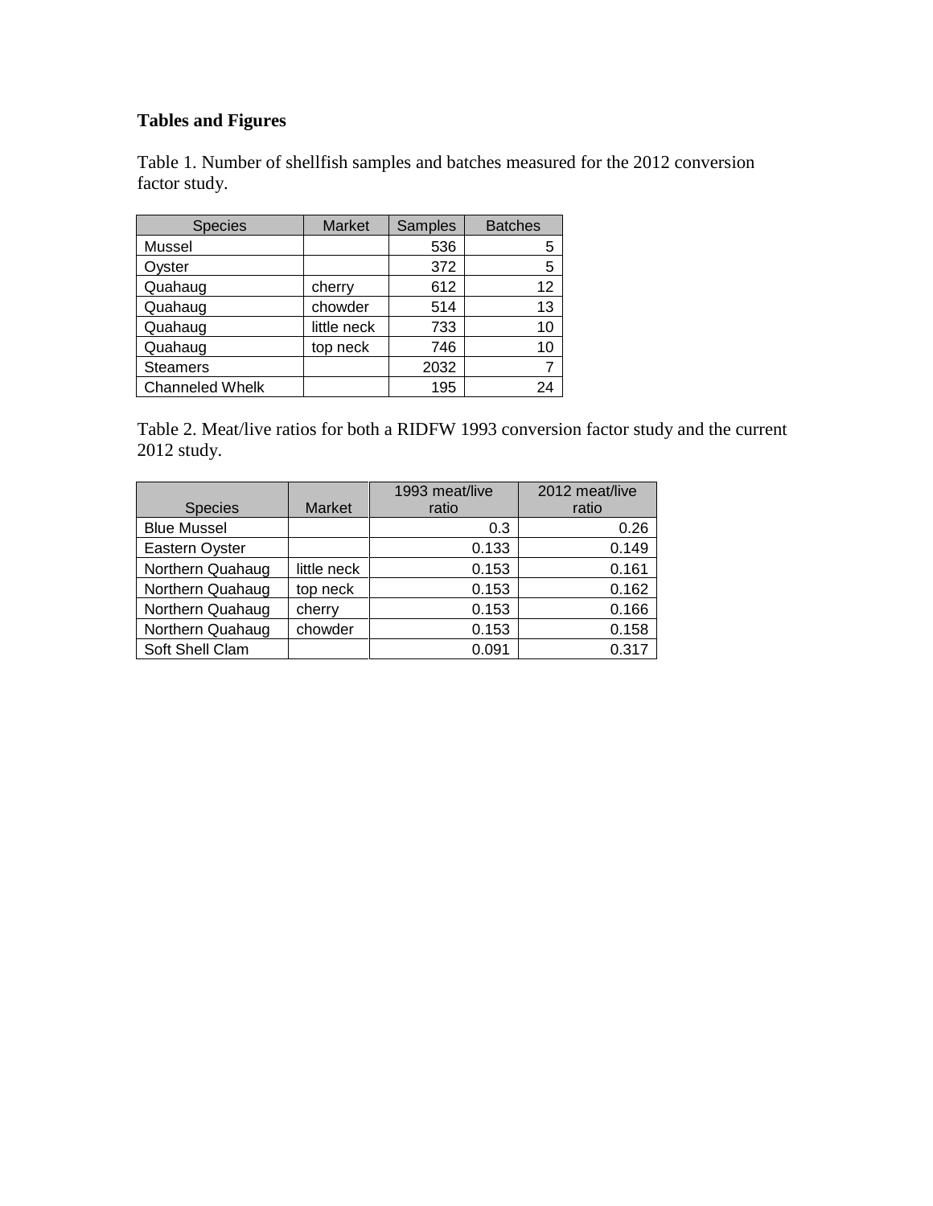**Tables and Figures**

Table 1. Number of shellfish samples and batches measured for the 2012 conversion factor study.

| Species | Market | Samples | Batches |
|---|---|---|---|
| Mussel | | 536 | 5 |
| Oyster | | 372 | 5 |
| Quahaug | cherry | 612 | 12 |
| Quahaug | chowder | 514 | 13 |
| Quahaug | little neck | 733 | 10 |
| Quahaug | top neck | 746 | 10 |
| Steamers | | 2032 | 7 |
| Channeled Whelk | | 195 | 24 |

Table 2. Meat/live ratios for both a RIDFW 1993 conversion factor study and the current 2012 study.

| Species | Market | 1993 meat/live ratio | 2012 meat/live ratio |
|---|---|---|---|
| Blue Mussel | | 0.3 | 0.26 |
| Eastern Oyster | | 0.133 | 0.149 |
| Northern Quahaug | little neck | 0.153 | 0.161 |
| Northern Quahaug | top neck | 0.153 | 0.162 |
| Northern Quahaug | cherry | 0.153 | 0.166 |
| Northern Quahaug | chowder | 0.153 | 0.158 |
| Soft Shell Clam | | 0.091 | 0.317 |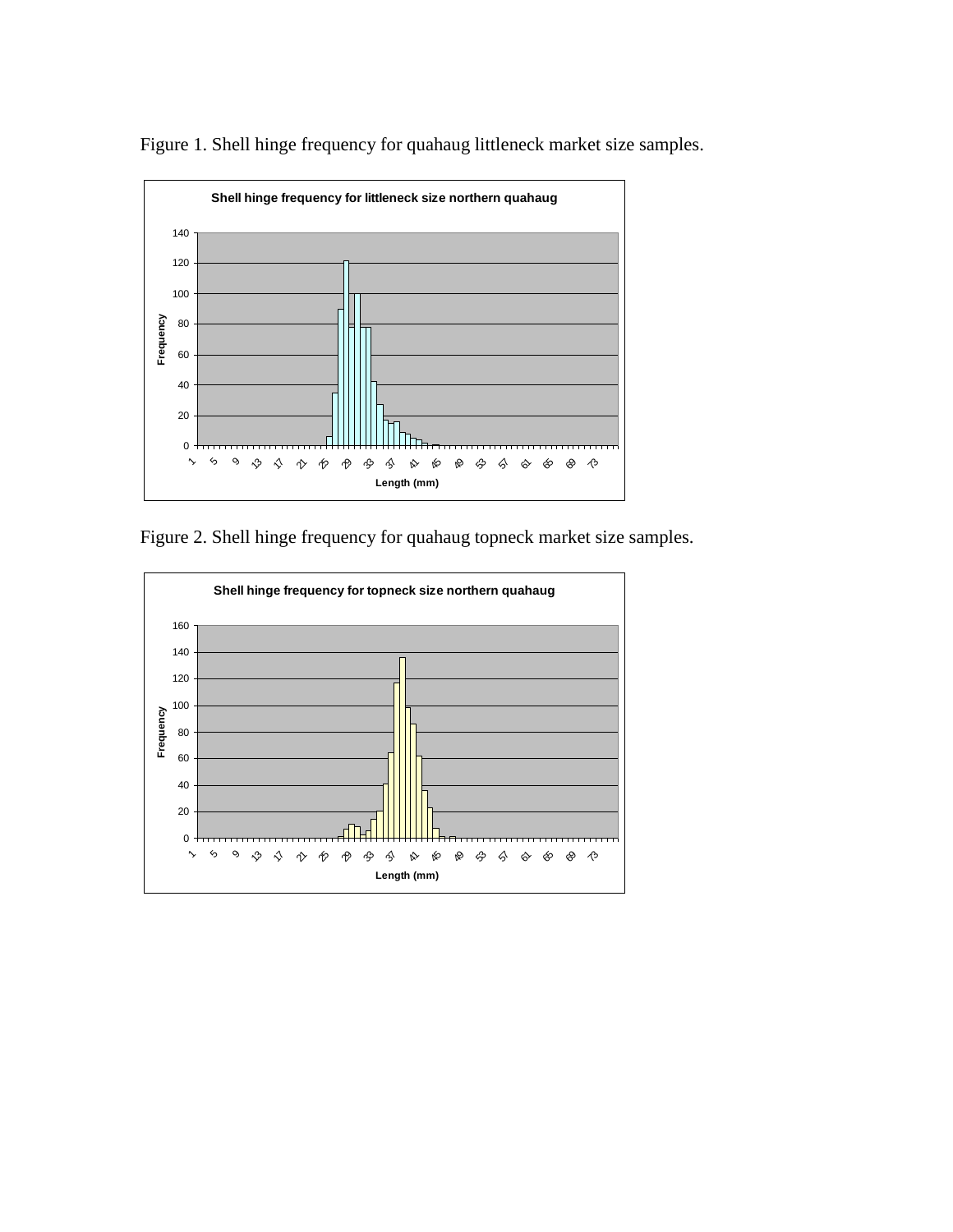Figure 1. Shell hinge frequency for quahaug littleneck market size samples.

Figure 2. Shell hinge frequency for quahaug topneck market size samples.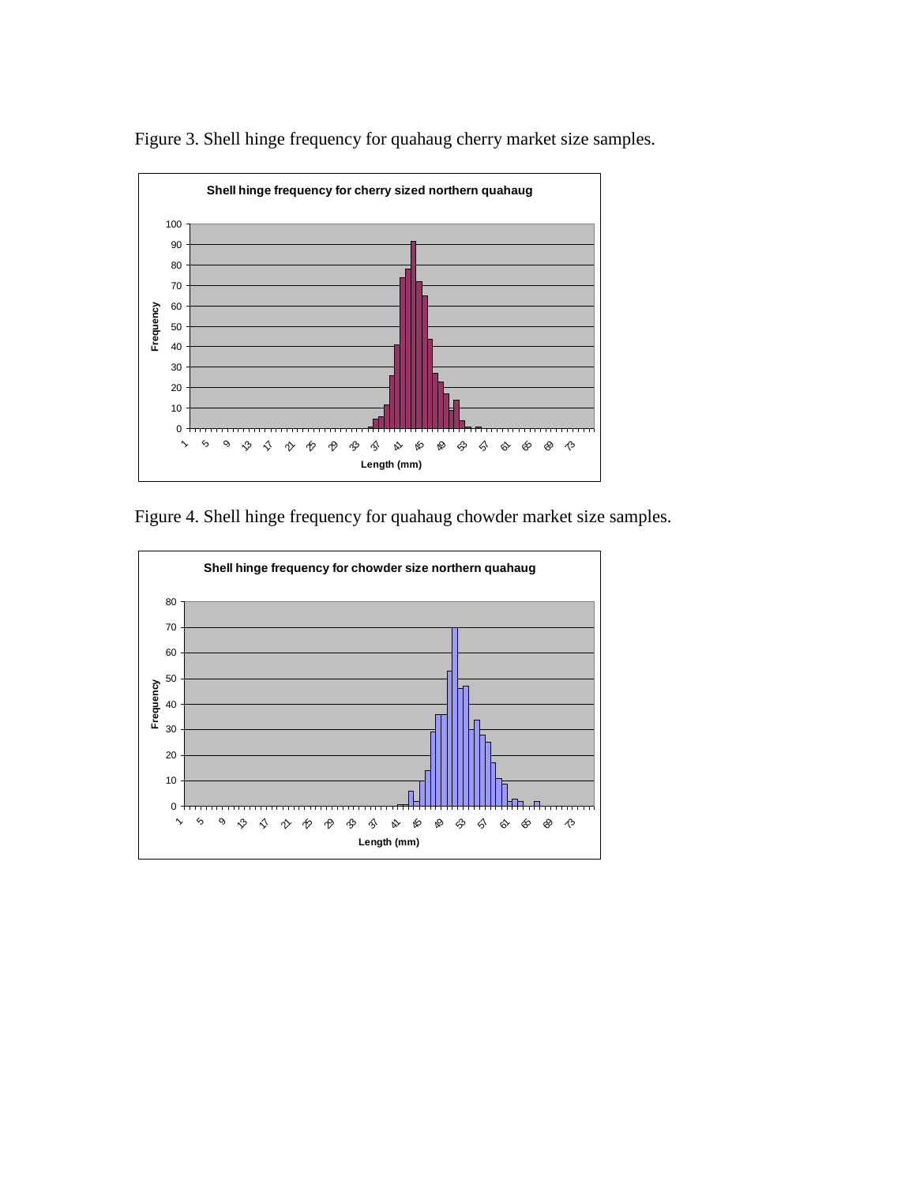Figure 3. Shell hinge frequency for quahaug cherry market size samples.

Figure 4. Shell hinge frequency for quahaug chowder market size samples.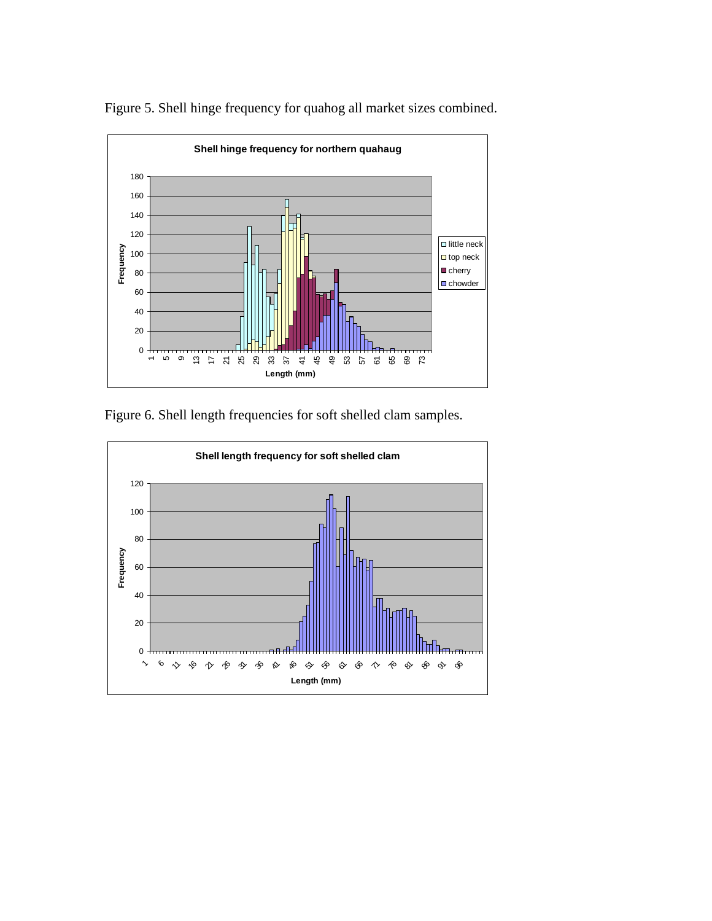Figure 5. Shell hinge frequency for quahog all market sizes combined.

Figure 6. Shell length frequencies for soft shelled clam samples.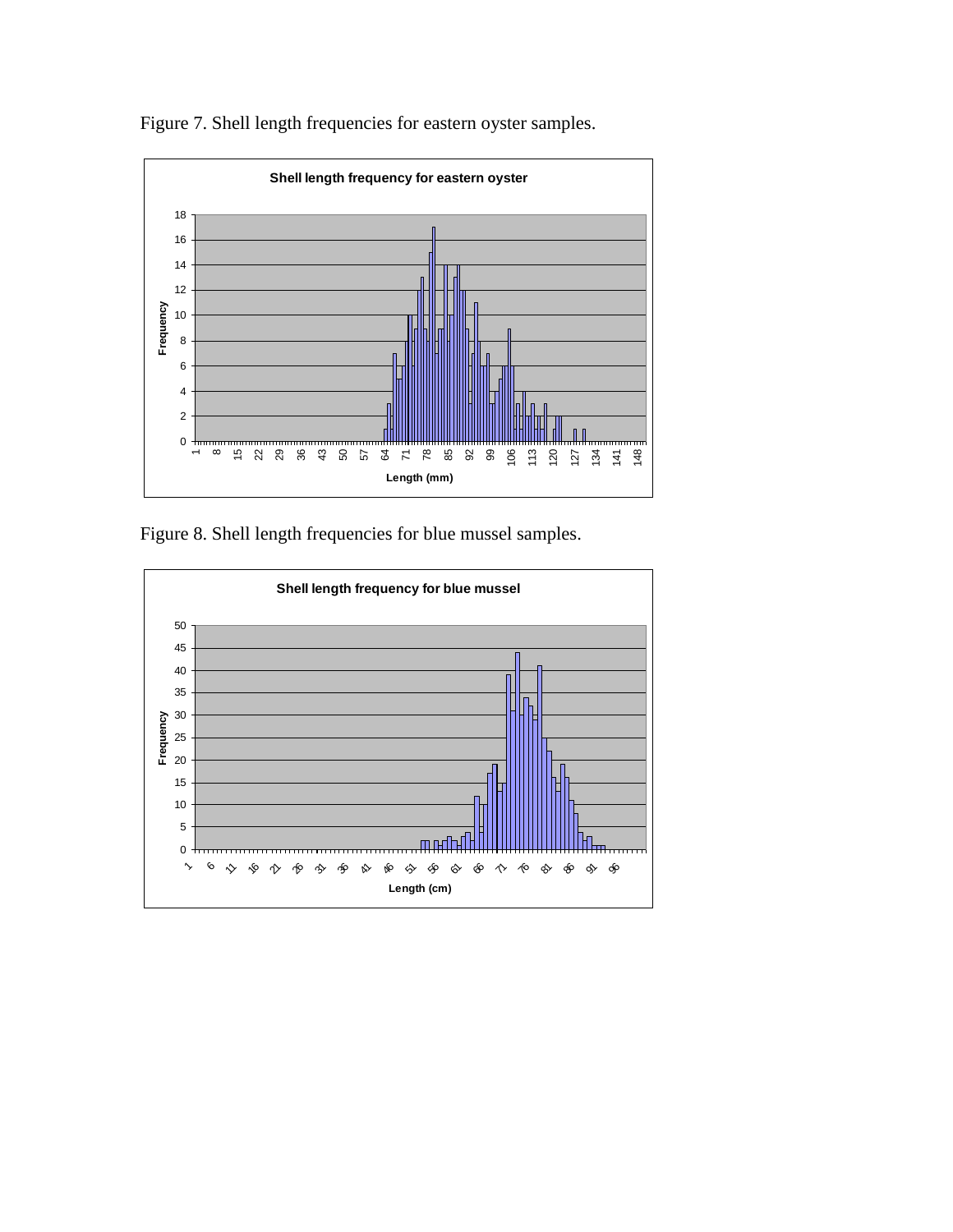Figure 7. Shell length frequencies for eastern oyster samples.

Shell length frequency for eastern oyster

Frequency

18
16
14
12
10
8
6
4
2
0

1
8
15
22
29
36
43
50
57
64
71
78
85
92
99
106
113
120
127
134
141
148

Length (mm)

Figure 8. Shell length frequencies for blue mussel samples.

Shell length frequency for blue mussel

Frequency

50
45
40
35
30
25
20
15
10
5
0

1
6
11
16
21
26
31
36
41
46
51
56
61
66
71
76
81
86
91
96

Length (cm)